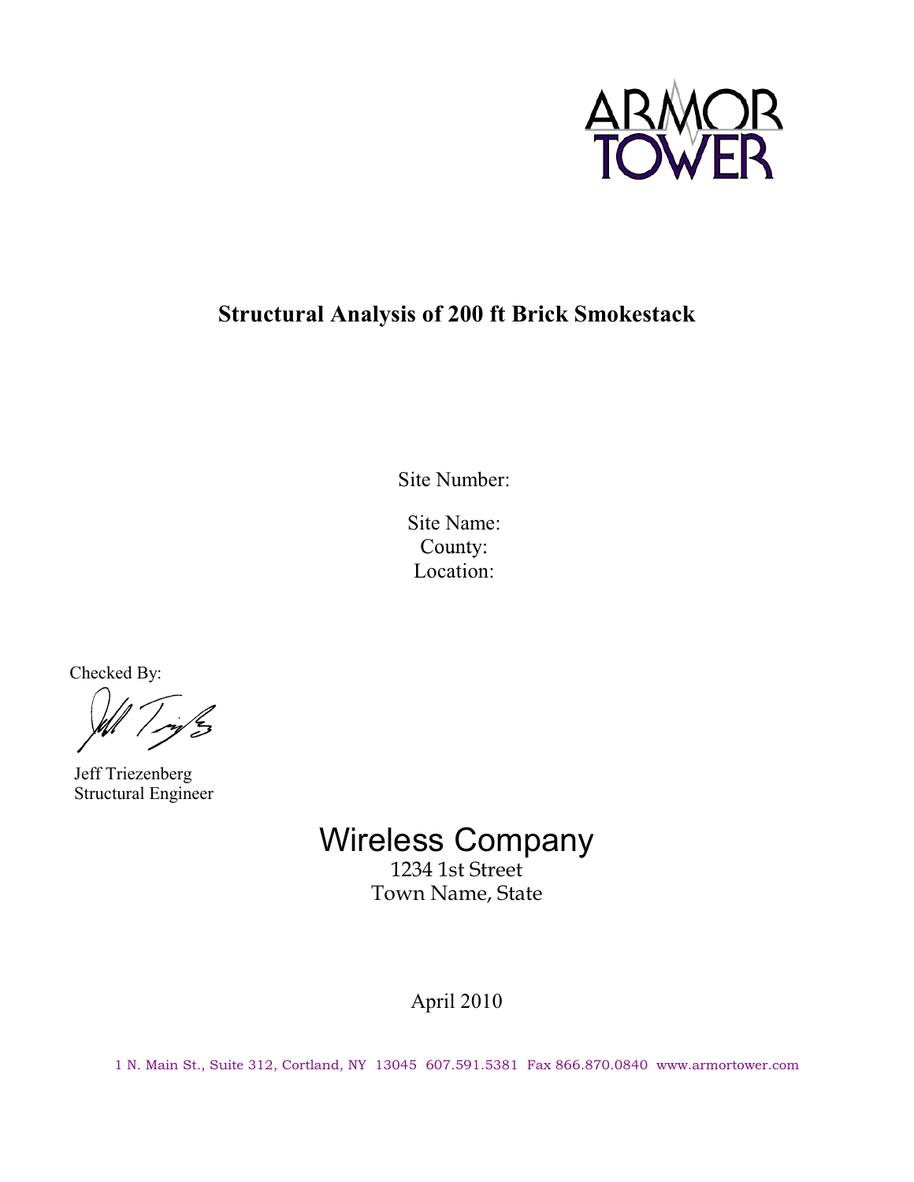ARMOR TOWER

# Structural Analysis of 200 ft Brick Smokestack

Site Number:

Site Name:
County:
Location:

Checked By:

Jeff Triezenberg
Structural Engineer

Wireless Company
1234 1st Street
Town Name, State

April 2010

1 N. Main St., Suite 312, Cortland, NY 13045 607.591.5381 Fax 866.870.0840 www.armortower.com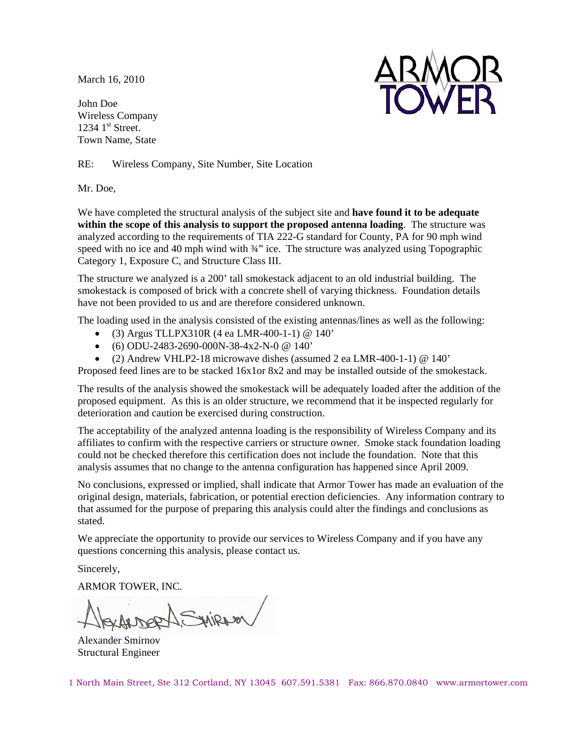March 16, 2010

John Doe
Wireless Company
1234 1st Street.
Town Name, State

RE: Wireless Company, Site Number, Site Location

Mr. Doe,

We have completed the structural analysis of the subject site and **have found it to be adequate within the scope of this analysis to support the proposed antenna loading**. The structure was analyzed according to the requirements of TIA 222-G standard for County, PA for 90 mph wind speed with no ice and 40 mph wind with ¾" ice. The structure was analyzed using Topographic Category 1, Exposure C, and Structure Class III.

The structure we analyzed is a 200' tall smokestack adjacent to an old industrial building. The smokestack is composed of brick with a concrete shell of varying thickness. Foundation details have not been provided to us and are therefore considered unknown.

The loading used in the analysis consisted of the existing antennas/lines as well as the following:

- (3) Argus TLLPX310R (4 ea LMR-400-1-1) @ 140'
- (6) ODU-2483-2690-000N-38-4x2-N-0 @ 140'
- (2) Andrew VHLP2-18 microwave dishes (assumed 2 ea LMR-400-1-1) @ 140'

Proposed feed lines are to be stacked 16x1or 8x2 and may be installed outside of the smokestack.

The results of the analysis showed the smokestack will be adequately loaded after the addition of the proposed equipment. As this is an older structure, we recommend that it be inspected regularly for deterioration and caution be exercised during construction.

The acceptability of the analyzed antenna loading is the responsibility of Wireless Company and its affiliates to confirm with the respective carriers or structure owner. Smoke stack foundation loading could not be checked therefore this certification does not include the foundation. Note that this analysis assumes that no change to the antenna configuration has happened since April 2009.

No conclusions, expressed or implied, shall indicate that Armor Tower has made an evaluation of the original design, materials, fabrication, or potential erection deficiencies. Any information contrary to that assumed for the purpose of preparing this analysis could alter the findings and conclusions as stated.

We appreciate the opportunity to provide our services to Wireless Company and if you have any questions concerning this analysis, please contact us.

Sincerely,

ARMOR TOWER, INC.

Alexander Smirnov
Structural Engineer

1 North Main Street, Ste 312 Cortland, NY 13045 607.591.5381 Fax: 866.870.0840 www.armortower.com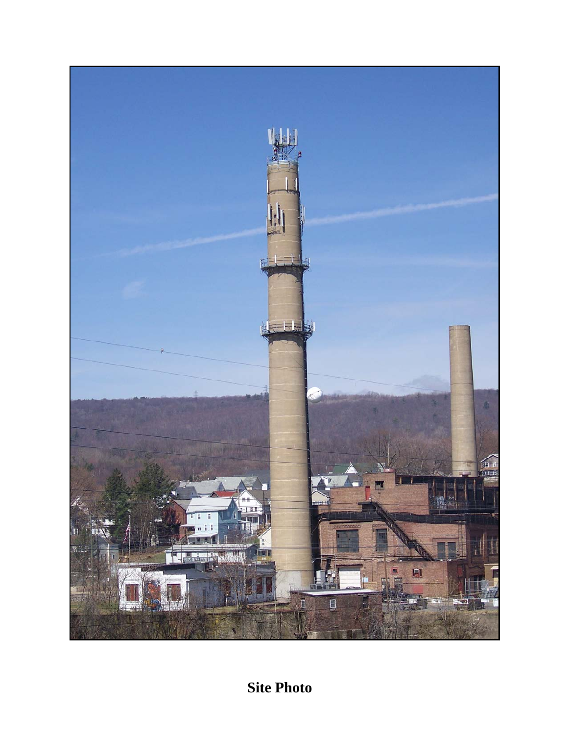**Site Photo**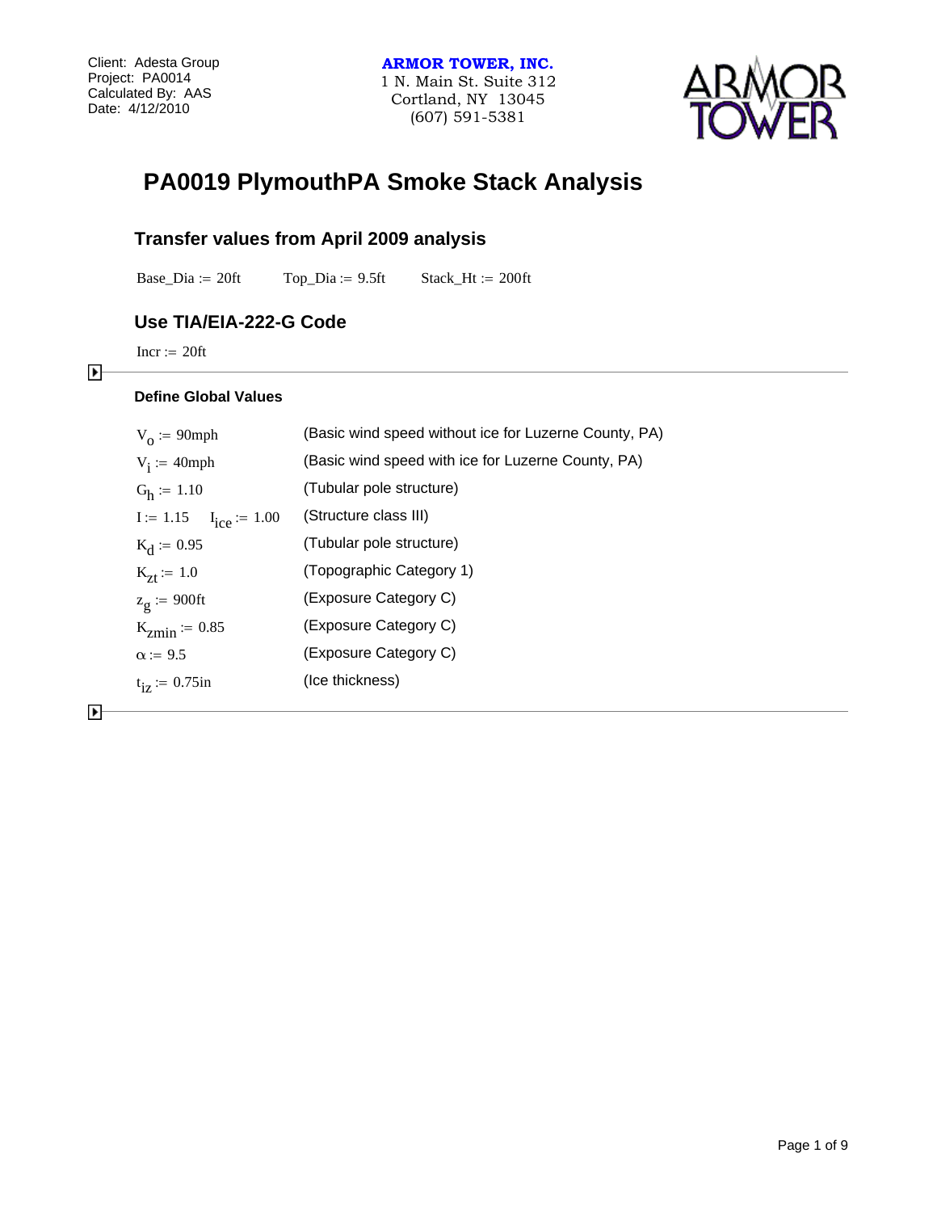Client: Adesta Group
Project: PA0014
Calculated By: AAS
Date: 4/12/2010

**ARMOR TOWER, INC.**
1 N. Main St. Suite 312
Cortland, NY 13045
(607) 591-5381

# PA0019 PlymouthPA Smoke Stack Analysis

## Transfer values from April 2009 analysis

$\text{Base\_Dia} := 20\text{ft}$ $\quad$ $\text{Top\_Dia} := 9.5\text{ft}$ $\quad$ $\text{Stack\_Ht} := 200\text{ft}$

## Use TIA/EIA-222-G Code

$\text{Incr} := 20\text{ft}$

---

### Define Global Values

| Value | Description |
| --- | --- |
| $V_o := 90\text{mph}$ | (Basic wind speed without ice for Luzerne County, PA) |
| $V_i := 40\text{mph}$ | (Basic wind speed with ice for Luzerne County, PA) |
| $G_h := 1.10$ | (Tubular pole structure) |
| $I := 1.15 \quad I_{ice} := 1.00$ | (Structure class III) |
| $K_d := 0.95$ | (Tubular pole structure) |
| $K_{zt} := 1.0$ | (Topographic Category 1) |
| $z_g := 900\text{ft}$ | (Exposure Category C) |
| $K_{zmin} := 0.85$ | (Exposure Category C) |
| $\alpha := 9.5$ | (Exposure Category C) |
| $t_{iz} := 0.75\text{in}$ | (Ice thickness) |

---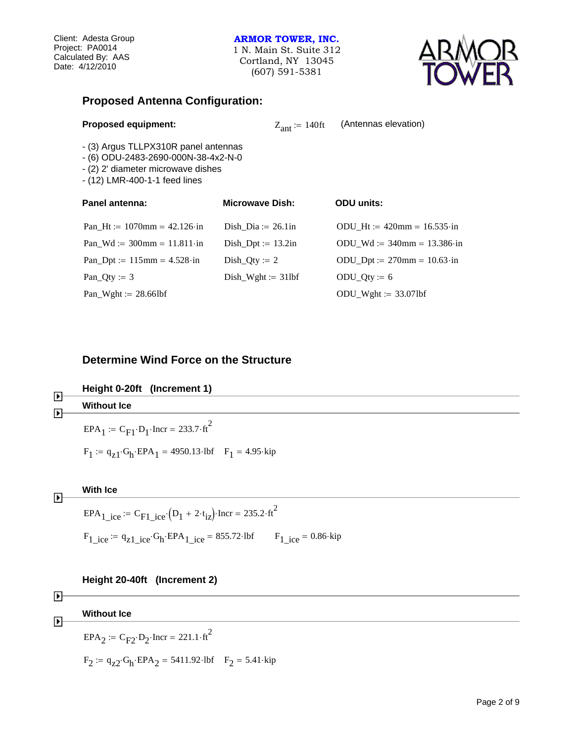Client: Adesta Group
Project: PA0014
Calculated By: AAS
Date: 4/12/2010

**ARMOR TOWER, INC.**
1 N. Main St. Suite 312
Cortland, NY 13045
(607) 591-5381

## Proposed Antenna Configuration:

**Proposed equipment:** $Z_{ant} := 140ft$ (Antennas elevation)

- (3) Argus TLLPX310R panel antennas
- (6) ODU-2483-2690-000N-38-4x2-N-0
- (2) 2' diameter microwave dishes
- (12) LMR-400-1-1 feed lines

| **Panel antenna:** | **Microwave Dish:** | **ODU units:** |
|---|---|---|
| $Pan\_Ht := 1070mm = 42.126 \cdot in$ | $Dish\_Dia := 26.1in$ | $ODU\_Ht := 420mm = 16.535 \cdot in$ |
| $Pan\_Wd := 300mm = 11.811 \cdot in$ | $Dish\_Dpt := 13.2in$ | $ODU\_Wd := 340mm = 13.386 \cdot in$ |
| $Pan\_Dpt := 115mm = 4.528 \cdot in$ | $Dish\_Qty := 2$ | $ODU\_Dpt := 270mm = 10.63 \cdot in$ |
| $Pan\_Qty := 3$ | $Dish\_Wght := 31lbf$ | $ODU\_Qty := 6$ |
| $Pan\_Wght := 28.66lbf$ | | $ODU\_Wght := 33.07lbf$ |

## Determine Wind Force on the Structure

### Height 0-20ft (Increment 1)

**Without Ice**

$$EPA_1 := C_{F1} \cdot D_1 \cdot Incr = 233.7 \cdot ft^2$$

$$F_1 := q_{z1} \cdot G_h \cdot EPA_1 = 4950.13 \cdot lbf \quad F_1 = 4.95 \cdot kip$$

**With Ice**

$$EPA_{1\_ice} := C_{F1\_ice} \cdot \left(D_1 + 2 \cdot t_{iz}\right) \cdot Incr = 235.2 \cdot ft^2$$

$$F_{1\_ice} := q_{z1\_ice} \cdot G_h \cdot EPA_{1\_ice} = 855.72 \cdot lbf \quad F_{1\_ice} = 0.86 \cdot kip$$

### Height 20-40ft (Increment 2)

**Without Ice**

$$EPA_2 := C_{F2} \cdot D_2 \cdot Incr = 221.1 \cdot ft^2$$

$$F_2 := q_{z2} \cdot G_h \cdot EPA_2 = 5411.92 \cdot lbf \quad F_2 = 5.41 \cdot kip$$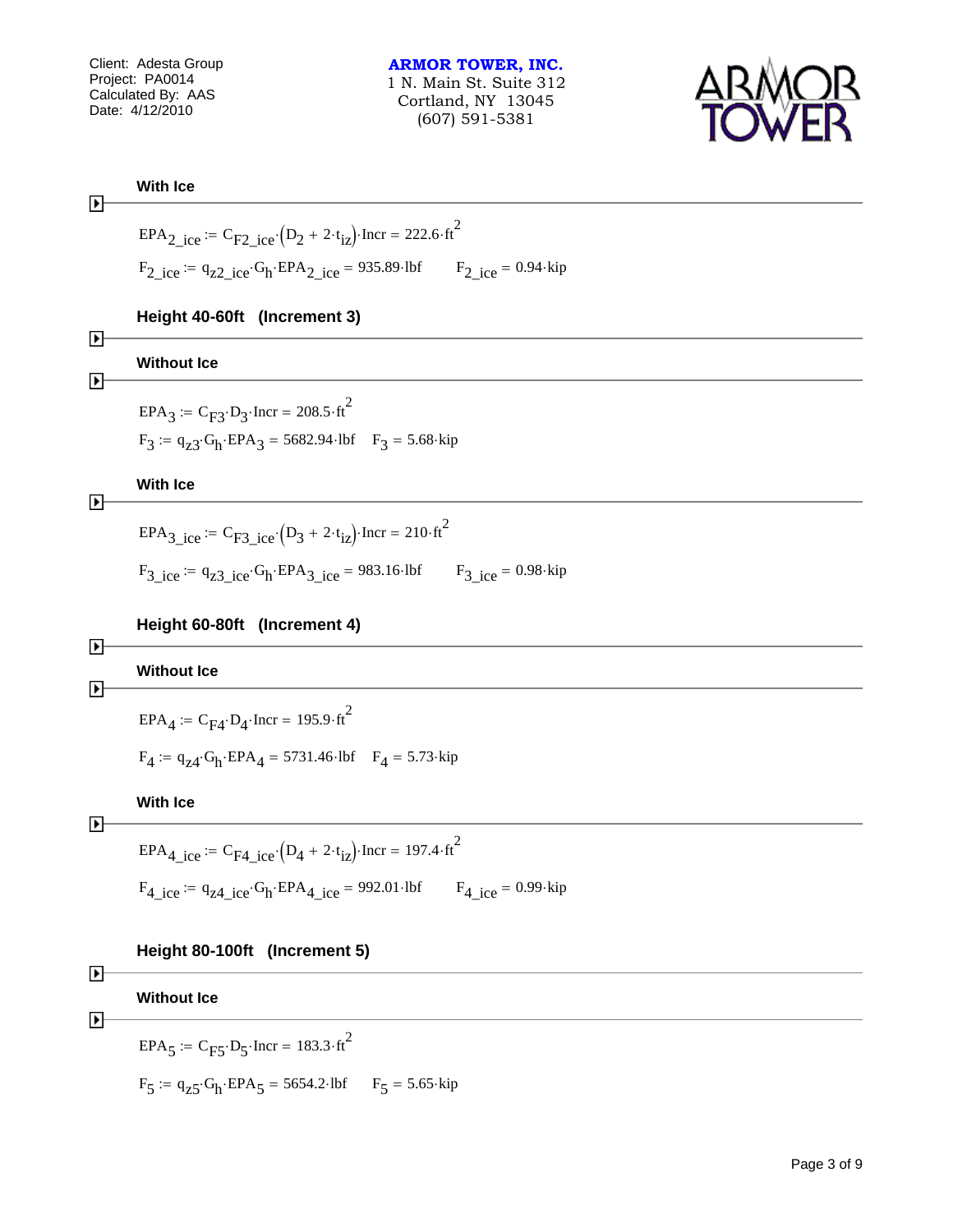#### With Ice

$$EPA_{2\_ice} := C_{F2\_ice} \cdot (D_2 + 2 \cdot t_{iz}) \cdot Incr = 222.6 \cdot ft^2$$

$$F_{2\_ice} := q_{z2\_ice} \cdot G_h \cdot EPA_{2\_ice} = 935.89 \cdot lbf \qquad F_{2\_ice} = 0.94 \cdot kip$$

### Height 40-60ft (Increment 3)

#### Without Ice

$$EPA_3 := C_{F3} \cdot D_3 \cdot Incr = 208.5 \cdot ft^2$$

$$F_3 := q_{z3} \cdot G_h \cdot EPA_3 = 5682.94 \cdot lbf \qquad F_3 = 5.68 \cdot kip$$

#### With Ice

$$EPA_{3\_ice} := C_{F3\_ice} \cdot (D_3 + 2 \cdot t_{iz}) \cdot Incr = 210 \cdot ft^2$$

$$F_{3\_ice} := q_{z3\_ice} \cdot G_h \cdot EPA_{3\_ice} = 983.16 \cdot lbf \qquad F_{3\_ice} = 0.98 \cdot kip$$

### Height 60-80ft (Increment 4)

#### Without Ice

$$EPA_4 := C_{F4} \cdot D_4 \cdot Incr = 195.9 \cdot ft^2$$

$$F_4 := q_{z4} \cdot G_h \cdot EPA_4 = 5731.46 \cdot lbf \qquad F_4 = 5.73 \cdot kip$$

#### With Ice

$$EPA_{4\_ice} := C_{F4\_ice} \cdot (D_4 + 2 \cdot t_{iz}) \cdot Incr = 197.4 \cdot ft^2$$

$$F_{4\_ice} := q_{z4\_ice} \cdot G_h \cdot EPA_{4\_ice} = 992.01 \cdot lbf \qquad F_{4\_ice} = 0.99 \cdot kip$$

### Height 80-100ft (Increment 5)

#### Without Ice

$$EPA_5 := C_{F5} \cdot D_5 \cdot Incr = 183.3 \cdot ft^2$$

$$F_5 := q_{z5} \cdot G_h \cdot EPA_5 = 5654.2 \cdot lbf \qquad F_5 = 5.65 \cdot kip$$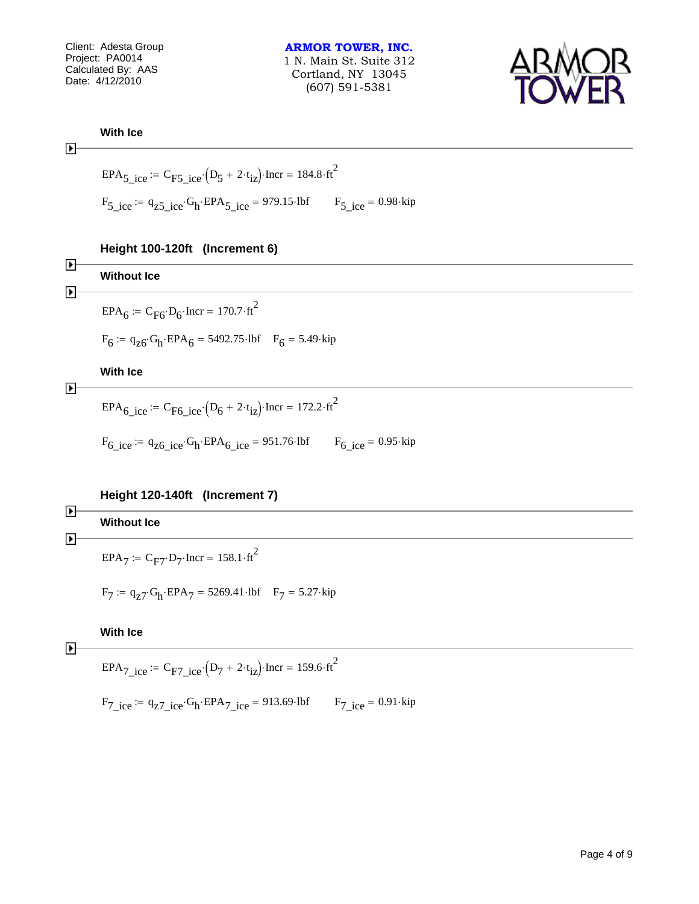#### With Ice

$$EPA_{5\_ice} := C_{F5\_ice} \cdot \left(D_5 + 2 \cdot t_{iz}\right) \cdot Incr = 184.8 \cdot ft^2$$

$$F_{5\_ice} := q_{z5\_ice} \cdot G_h \cdot EPA_{5\_ice} = 979.15 \cdot lbf \qquad F_{5\_ice} = 0.98 \cdot kip$$

### Height 100-120ft (Increment 6)

#### Without Ice

$$EPA_6 := C_{F6} \cdot D_6 \cdot Incr = 170.7 \cdot ft^2$$

$$F_6 := q_{z6} \cdot G_h \cdot EPA_6 = 5492.75 \cdot lbf \qquad F_6 = 5.49 \cdot kip$$

#### With Ice

$$EPA_{6\_ice} := C_{F6\_ice} \cdot \left(D_6 + 2 \cdot t_{iz}\right) \cdot Incr = 172.2 \cdot ft^2$$

$$F_{6\_ice} := q_{z6\_ice} \cdot G_h \cdot EPA_{6\_ice} = 951.76 \cdot lbf \qquad F_{6\_ice} = 0.95 \cdot kip$$

### Height 120-140ft (Increment 7)

#### Without Ice

$$EPA_7 := C_{F7} \cdot D_7 \cdot Incr = 158.1 \cdot ft^2$$

$$F_7 := q_{z7} \cdot G_h \cdot EPA_7 = 5269.41 \cdot lbf \qquad F_7 = 5.27 \cdot kip$$

#### With Ice

$$EPA_{7\_ice} := C_{F7\_ice} \cdot \left(D_7 + 2 \cdot t_{iz}\right) \cdot Incr = 159.6 \cdot ft^2$$

$$F_{7\_ice} := q_{z7\_ice} \cdot G_h \cdot EPA_{7\_ice} = 913.69 \cdot lbf \qquad F_{7\_ice} = 0.91 \cdot kip$$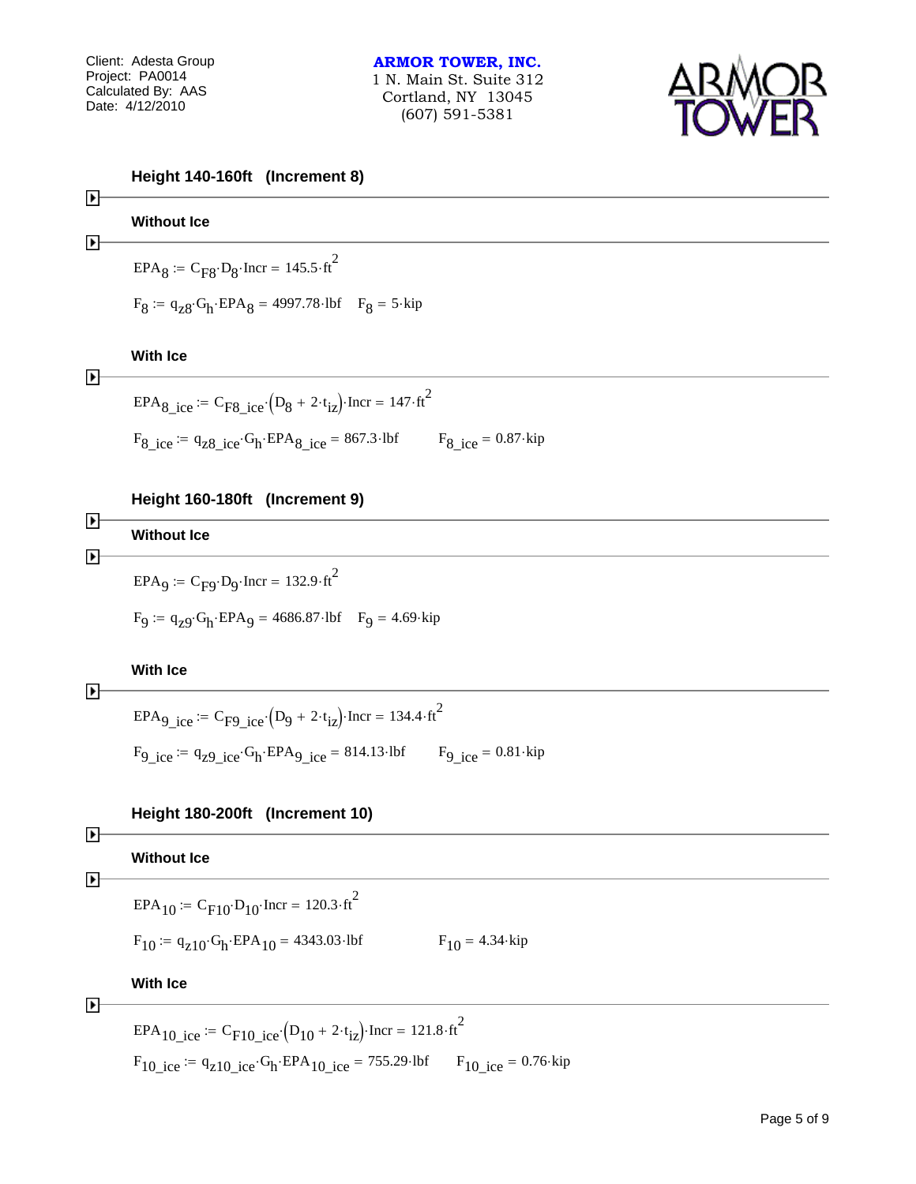### Height 140-160ft (Increment 8)

#### Without Ice

$$EPA_8 := C_{F8} \cdot D_8 \cdot Incr = 145.5 \cdot ft^2$$

$$F_8 := q_{z8} \cdot G_h \cdot EPA_8 = 4997.78 \cdot lbf \quad F_8 = 5 \cdot kip$$

#### With Ice

$$EPA_{8\_ice} := C_{F8\_ice} \cdot \left(D_8 + 2 \cdot t_{iz}\right) \cdot Incr = 147 \cdot ft^2$$

$$F_{8\_ice} := q_{z8\_ice} \cdot G_h \cdot EPA_{8\_ice} = 867.3 \cdot lbf \qquad F_{8\_ice} = 0.87 \cdot kip$$

### Height 160-180ft (Increment 9)

#### Without Ice

$$EPA_9 := C_{F9} \cdot D_9 \cdot Incr = 132.9 \cdot ft^2$$

$$F_9 := q_{z9} \cdot G_h \cdot EPA_9 = 4686.87 \cdot lbf \quad F_9 = 4.69 \cdot kip$$

#### With Ice

$$EPA_{9\_ice} := C_{F9\_ice} \cdot \left(D_9 + 2 \cdot t_{iz}\right) \cdot Incr = 134.4 \cdot ft^2$$

$$F_{9\_ice} := q_{z9\_ice} \cdot G_h \cdot EPA_{9\_ice} = 814.13 \cdot lbf \qquad F_{9\_ice} = 0.81 \cdot kip$$

### Height 180-200ft (Increment 10)

#### Without Ice

$$EPA_{10} := C_{F10} \cdot D_{10} \cdot Incr = 120.3 \cdot ft^2$$

$$F_{10} := q_{z10} \cdot G_h \cdot EPA_{10} = 4343.03 \cdot lbf \qquad F_{10} = 4.34 \cdot kip$$

#### With Ice

$$EPA_{10\_ice} := C_{F10\_ice} \cdot \left(D_{10} + 2 \cdot t_{iz}\right) \cdot Incr = 121.8 \cdot ft^2$$

$$F_{10\_ice} := q_{z10\_ice} \cdot G_h \cdot EPA_{10\_ice} = 755.29 \cdot lbf \qquad F_{10\_ice} = 0.76 \cdot kip$$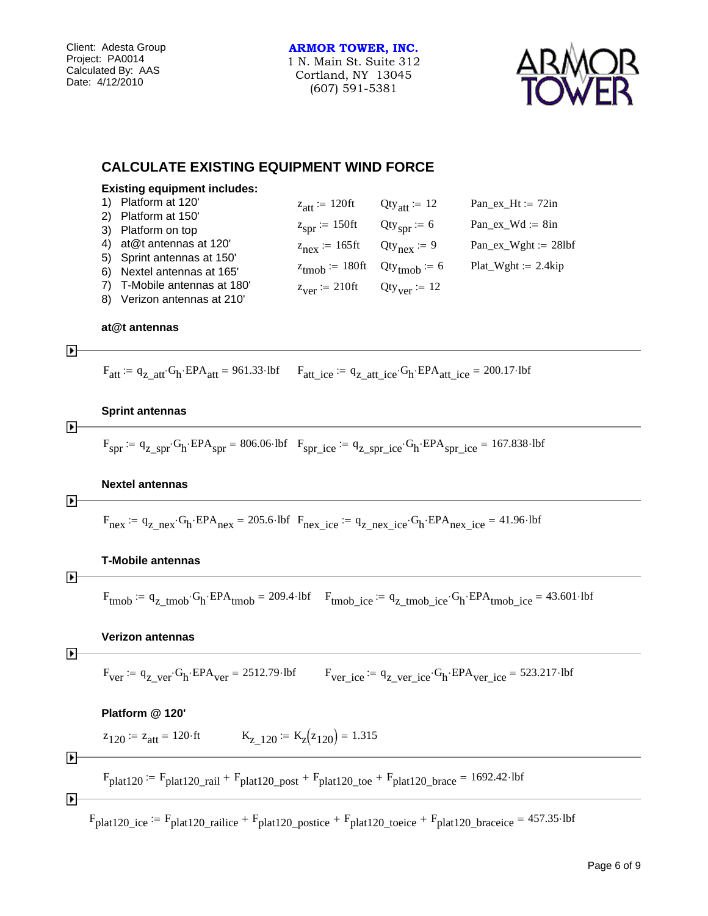## CALCULATE EXISTING EQUIPMENT WIND FORCE

**Existing equipment includes:**

1) Platform at 120'
2) Platform at 150'
3) Platform on top
4) at@t antennas at 120'
5) Sprint antennas at 150'
6) Nextel antennas at 165'
7) T-Mobile antennas at 180'
8) Verizon antennas at 210'

| | | |
|---|---|---|
| $z_{att} := 120ft$ | $Qty_{att} := 12$ | $Pan\_ex\_Ht := 72in$ |
| $z_{spr} := 150ft$ | $Qty_{spr} := 6$ | $Pan\_ex\_Wd := 8in$ |
| $z_{nex} := 165ft$ | $Qty_{nex} := 9$ | $Pan\_ex\_Wght := 28lbf$ |
| $z_{tmob} := 180ft$ | $Qty_{tmob} := 6$ | $Plat\_Wght := 2.4kip$ |
| $z_{ver} := 210ft$ | $Qty_{ver} := 12$ | |

**at@t antennas**

$F_{att} := q_{z\_att} \cdot G_h \cdot EPA_{att} = 961.33 \cdot lbf$ $\quad F_{att\_ice} := q_{z\_att\_ice} \cdot G_h \cdot EPA_{att\_ice} = 200.17 \cdot lbf$

**Sprint antennas**

$F_{spr} := q_{z\_spr} \cdot G_h \cdot EPA_{spr} = 806.06 \cdot lbf$ $\quad F_{spr\_ice} := q_{z\_spr\_ice} \cdot G_h \cdot EPA_{spr\_ice} = 167.838 \cdot lbf$

**Nextel antennas**

$F_{nex} := q_{z\_nex} \cdot G_h \cdot EPA_{nex} = 205.6 \cdot lbf$ $\quad F_{nex\_ice} := q_{z\_nex\_ice} \cdot G_h \cdot EPA_{nex\_ice} = 41.96 \cdot lbf$

**T-Mobile antennas**

$F_{tmob} := q_{z\_tmob} \cdot G_h \cdot EPA_{tmob} = 209.4 \cdot lbf$ $\quad F_{tmob\_ice} := q_{z\_tmob\_ice} \cdot G_h \cdot EPA_{tmob\_ice} = 43.601 \cdot lbf$

**Verizon antennas**

$F_{ver} := q_{z\_ver} \cdot G_h \cdot EPA_{ver} = 2512.79 \cdot lbf$ $\quad F_{ver\_ice} := q_{z\_ver\_ice} \cdot G_h \cdot EPA_{ver\_ice} = 523.217 \cdot lbf$

**Platform @ 120'**

$z_{120} := z_{att} = 120 \cdot ft$ $\quad K_{z\_120} := K_z(z_{120}) = 1.315$

$F_{plat120} := F_{plat120\_rail} + F_{plat120\_post} + F_{plat120\_toe} + F_{plat120\_brace} = 1692.42 \cdot lbf$

$F_{plat120\_ice} := F_{plat120\_railice} + F_{plat120\_postice} + F_{plat120\_toeice} + F_{plat120\_braceice} = 457.35 \cdot lbf$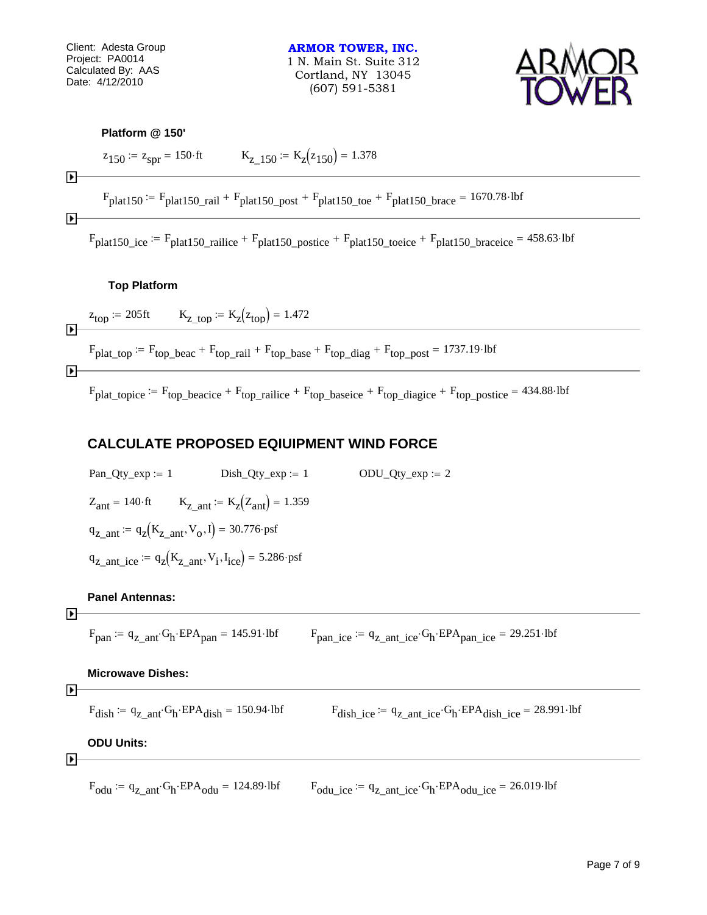**Platform @ 150'**

$z_{150} := z_{spr} = 150 \cdot ft$ $\quad K_{z\_150} := K_z(z_{150}) = 1.378$

$F_{plat150} := F_{plat150\_rail} + F_{plat150\_post} + F_{plat150\_toe} + F_{plat150\_brace} = 1670.78 \cdot lbf$

$F_{plat150\_ice} := F_{plat150\_railice} + F_{plat150\_postice} + F_{plat150\_toeice} + F_{plat150\_braceice} = 458.63 \cdot lbf$

**Top Platform**

$z_{top} := 205ft$ $\quad K_{z\_top} := K_z(z_{top}) = 1.472$

$F_{plat\_top} := F_{top\_beac} + F_{top\_rail} + F_{top\_base} + F_{top\_diag} + F_{top\_post} = 1737.19 \cdot lbf$

$F_{plat\_topice} := F_{top\_beacice} + F_{top\_railice} + F_{top\_baseice} + F_{top\_diagice} + F_{top\_postice} = 434.88 \cdot lbf$

## CALCULATE PROPOSED EQIUIPMENT WIND FORCE

Pan_Qty_exp := 1 Dish_Qty_exp := 1 ODU_Qty_exp := 2

$Z_{ant} = 140 \cdot ft$ $\quad K_{z\_ant} := K_z(Z_{ant}) = 1.359$

$q_{z\_ant} := q_z(K_{z\_ant}, V_o, I) = 30.776 \cdot psf$

$q_{z\_ant\_ice} := q_z(K_{z\_ant}, V_i, I_{ice}) = 5.286 \cdot psf$

**Panel Antennas:**

$F_{pan} := q_{z\_ant} \cdot G_h \cdot EPA_{pan} = 145.91 \cdot lbf$ $\quad F_{pan\_ice} := q_{z\_ant\_ice} \cdot G_h \cdot EPA_{pan\_ice} = 29.251 \cdot lbf$

**Microwave Dishes:**

$F_{dish} := q_{z\_ant} \cdot G_h \cdot EPA_{dish} = 150.94 \cdot lbf$ $\quad F_{dish\_ice} := q_{z\_ant\_ice} \cdot G_h \cdot EPA_{dish\_ice} = 28.991 \cdot lbf$

**ODU Units:**

$F_{odu} := q_{z\_ant} \cdot G_h \cdot EPA_{odu} = 124.89 \cdot lbf$ $\quad F_{odu\_ice} := q_{z\_ant\_ice} \cdot G_h \cdot EPA_{odu\_ice} = 26.019 \cdot lbf$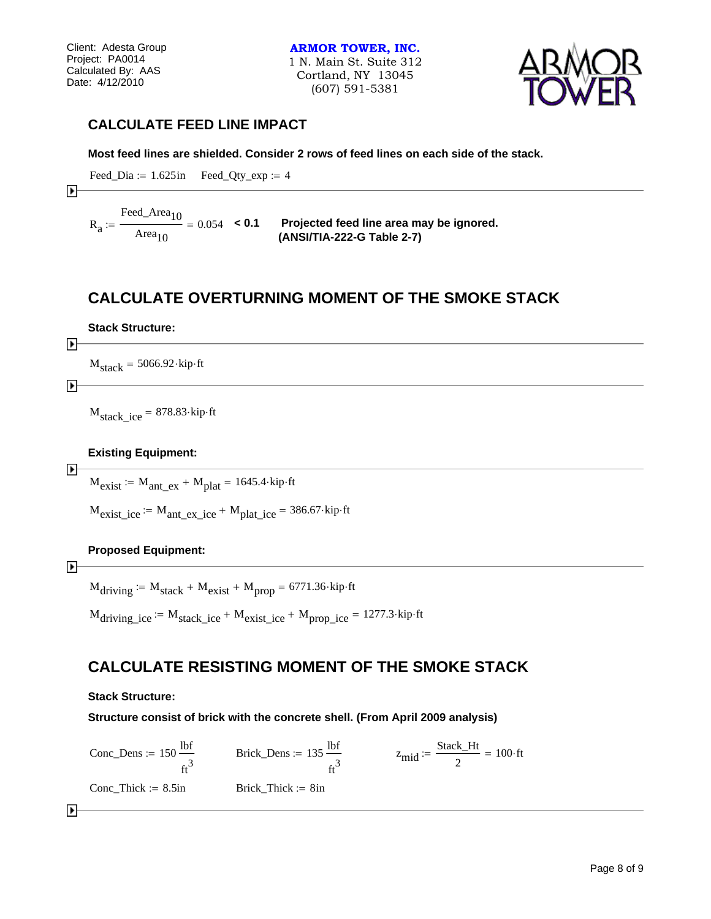## CALCULATE FEED LINE IMPACT

**Most feed lines are shielded. Consider 2 rows of feed lines on each side of the stack.**

$Feed\_Dia := 1.625in \quad Feed\_Qty\_exp := 4$

$R_a := \frac{Feed\_Area_{10}}{Area_{10}} = 0.054$ **< 0.1** **Projected feed line area may be ignored. (ANSI/TIA-222-G Table 2-7)**

## CALCULATE OVERTURNING MOMENT OF THE SMOKE STACK

**Stack Structure:**

$M_{stack} = 5066.92 \cdot kip \cdot ft$

$M_{stack\_ice} = 878.83 \cdot kip \cdot ft$

**Existing Equipment:**

$M_{exist} := M_{ant\_ex} + M_{plat} = 1645.4 \cdot kip \cdot ft$

$M_{exist\_ice} := M_{ant\_ex\_ice} + M_{plat\_ice} = 386.67 \cdot kip \cdot ft$

**Proposed Equipment:**

$M_{driving} := M_{stack} + M_{exist} + M_{prop} = 6771.36 \cdot kip \cdot ft$

$M_{driving\_ice} := M_{stack\_ice} + M_{exist\_ice} + M_{prop\_ice} = 1277.3 \cdot kip \cdot ft$

## CALCULATE RESISTING MOMENT OF THE SMOKE STACK

**Stack Structure:**

**Structure consist of brick with the concrete shell. (From April 2009 analysis)**

$Conc\_Dens := 150 \frac{lbf}{ft^3} \quad Brick\_Dens := 135 \frac{lbf}{ft^3} \quad z_{mid} := \frac{Stack\_Ht}{2} = 100 \cdot ft$

$Conc\_Thick := 8.5in \quad Brick\_Thick := 8in$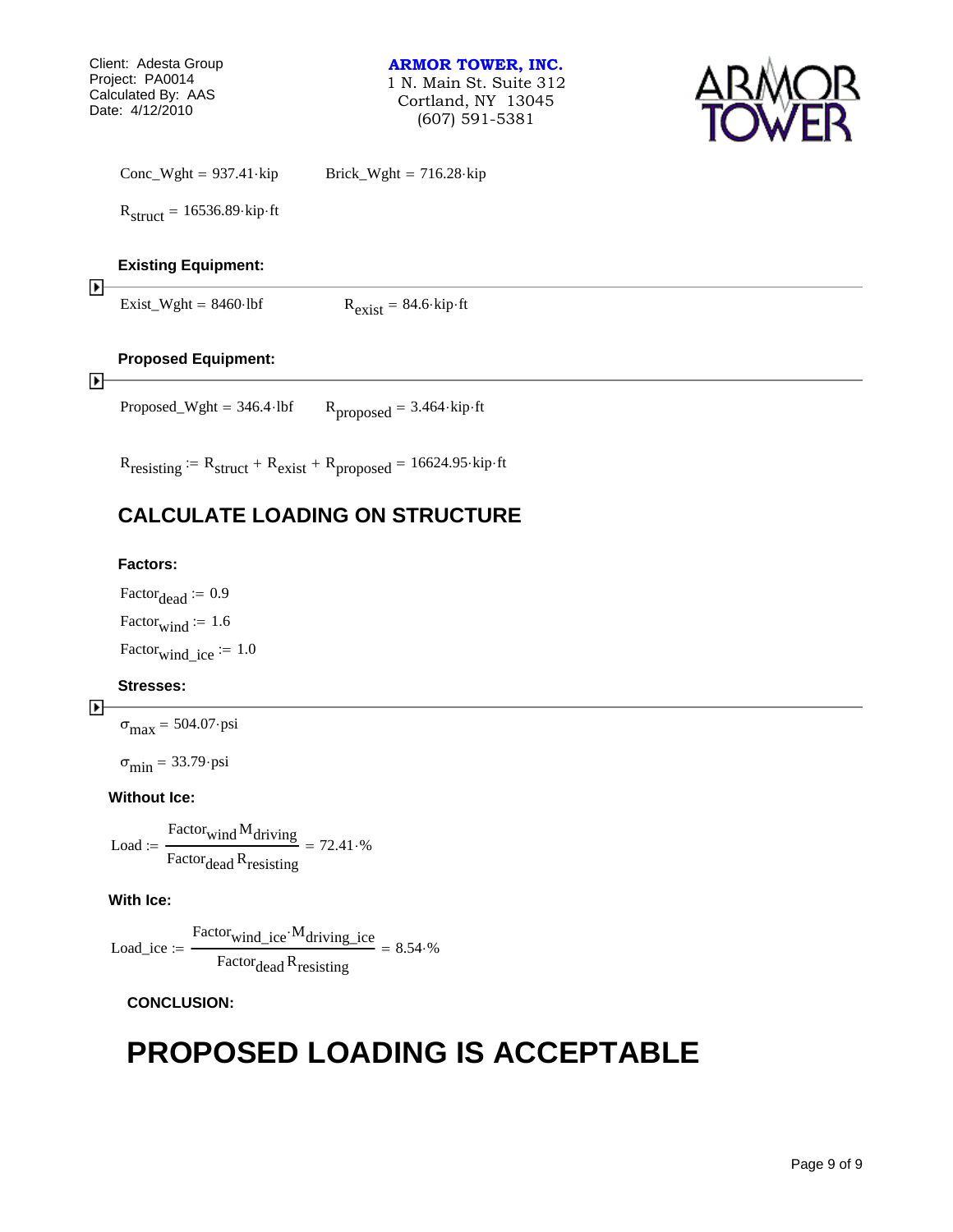$Conc\_Wght = 937.41 \cdot kip$ $Brick\_Wght = 716.28 \cdot kip$

$R_{struct} = 16536.89 \cdot kip \cdot ft$

**Existing Equipment:**

$Exist\_Wght = 8460 \cdot lbf$ $R_{exist} = 84.6 \cdot kip \cdot ft$

**Proposed Equipment:**

$Proposed\_Wght = 346.4 \cdot lbf$ $R_{proposed} = 3.464 \cdot kip \cdot ft$

$R_{resisting} := R_{struct} + R_{exist} + R_{proposed} = 16624.95 \cdot kip \cdot ft$

## CALCULATE LOADING ON STRUCTURE

**Factors:**

$Factor_{dead} := 0.9$

$Factor_{wind} := 1.6$

$Factor_{wind\_ice} := 1.0$

**Stresses:**

$\sigma_{max} = 504.07 \cdot psi$

$\sigma_{min} = 33.79 \cdot psi$

**Without Ice:**

$$Load := \frac{Factor_{wind} M_{driving}}{Factor_{dead} R_{resisting}} = 72.41 \cdot \%$$

**With Ice:**

$$Load\_ice := \frac{Factor_{wind\_ice} \cdot M_{driving\_ice}}{Factor_{dead} R_{resisting}} = 8.54 \cdot \%$$

**CONCLUSION:**

# PROPOSED LOADING IS ACCEPTABLE